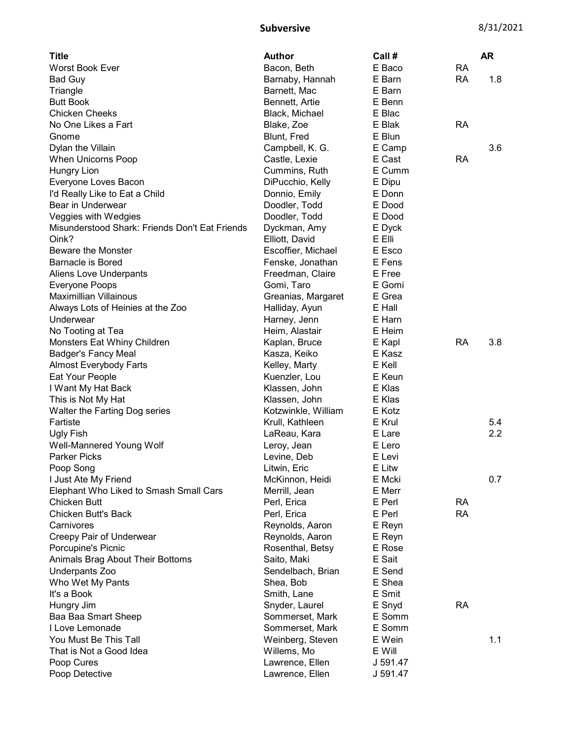# Subversive

8/31/2021

| Title | Author | Call # | | AR |
|---|---|---|---|---|
| Worst Book Ever | Bacon, Beth | E Baco | RA | |
| Bad Guy | Barnaby, Hannah | E Barn | RA | 1.8 |
| Triangle | Barnett, Mac | E Barn | | |
| Butt Book | Bennett, Artie | E Benn | | |
| Chicken Cheeks | Black, Michael | E Blac | | |
| No One Likes a Fart | Blake, Zoe | E Blak | RA | |
| Gnome | Blunt, Fred | E Blun | | |
| Dylan the Villain | Campbell, K. G. | E Camp | | 3.6 |
| When Unicorns Poop | Castle, Lexie | E Cast | RA | |
| Hungry Lion | Cummins, Ruth | E Cumm | | |
| Everyone Loves Bacon | DiPucchio, Kelly | E Dipu | | |
| I'd Really Like to Eat a Child | Donnio, Emily | E Donn | | |
| Bear in Underwear | Doodler, Todd | E Dood | | |
| Veggies with Wedgies | Doodler, Todd | E Dood | | |
| Misunderstood Shark: Friends Don't Eat Friends | Dyckman, Amy | E Dyck | | |
| Oink? | Elliott, David | E Elli | | |
| Beware the Monster | Escoffier, Michael | E Esco | | |
| Barnacle is Bored | Fenske, Jonathan | E Fens | | |
| Aliens Love Underpants | Freedman, Claire | E Free | | |
| Everyone Poops | Gomi, Taro | E Gomi | | |
| Maximillian Villainous | Greanias, Margaret | E Grea | | |
| Always Lots of Heinies at the Zoo | Halliday, Ayun | E Hall | | |
| Underwear | Harney, Jenn | E Harn | | |
| No Tooting at Tea | Heim, Alastair | E Heim | | |
| Monsters Eat Whiny Children | Kaplan, Bruce | E Kapl | RA | 3.8 |
| Badger's Fancy Meal | Kasza, Keiko | E Kasz | | |
| Almost Everybody Farts | Kelley, Marty | E Kell | | |
| Eat Your People | Kuenzler, Lou | E Keun | | |
| I Want My Hat Back | Klassen, John | E Klas | | |
| This is Not My Hat | Klassen, John | E Klas | | |
| Walter the Farting Dog series | Kotzwinkle, William | E Kotz | | |
| Fartiste | Krull, Kathleen | E Krul | | 5.4 |
| Ugly Fish | LaReau, Kara | E Lare | | 2.2 |
| Well-Mannered Young Wolf | Leroy, Jean | E Lero | | |
| Parker Picks | Levine, Deb | E Levi | | |
| Poop Song | Litwin, Eric | E Litw | | |
| I Just Ate My Friend | McKinnon, Heidi | E Mcki | | 0.7 |
| Elephant Who Liked to Smash Small Cars | Merrill, Jean | E Merr | | |
| Chicken Butt | Perl, Erica | E Perl | RA | |
| Chicken Butt's Back | Perl, Erica | E Perl | RA | |
| Carnivores | Reynolds, Aaron | E Reyn | | |
| Creepy Pair of Underwear | Reynolds, Aaron | E Reyn | | |
| Porcupine's Picnic | Rosenthal, Betsy | E Rose | | |
| Animals Brag About Their Bottoms | Saito, Maki | E Sait | | |
| Underpants Zoo | Sendelbach, Brian | E Send | | |
| Who Wet My Pants | Shea, Bob | E Shea | | |
| It's a Book | Smith, Lane | E Smit | | |
| Hungry Jim | Snyder, Laurel | E Snyd | RA | |
| Baa Baa Smart Sheep | Sommerset, Mark | E Somm | | |
| I Love Lemonade | Sommerset, Mark | E Somm | | |
| You Must Be This Tall | Weinberg, Steven | E Wein | | 1.1 |
| That is Not a Good Idea | Willems, Mo | E Will | | |
| Poop Cures | Lawrence, Ellen | J 591.47 | | |
| Poop Detective | Lawrence, Ellen | J 591.47 | | |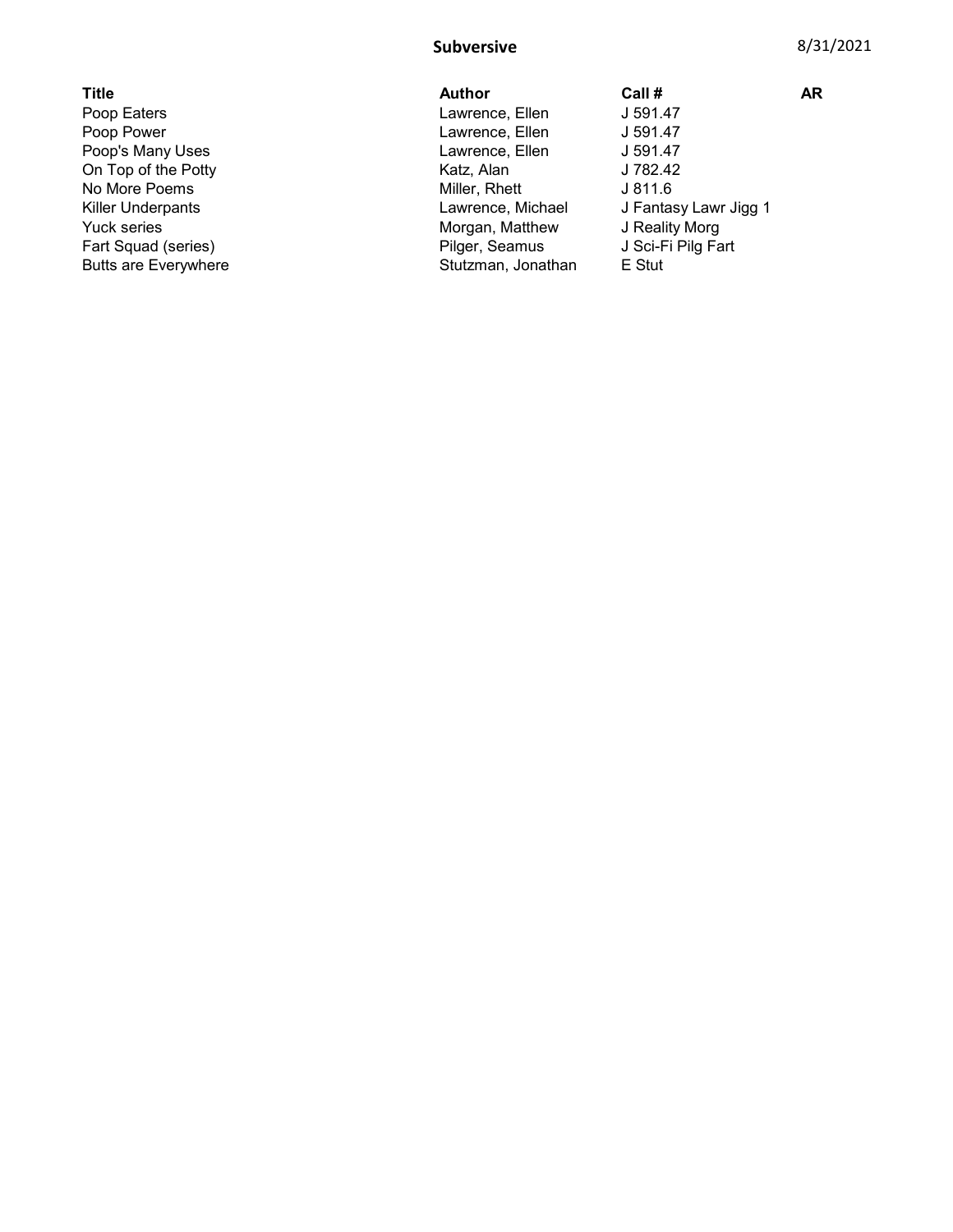**Subversive** 8/31/2021

| Title | Author | Call # | AR |
| --- | --- | --- | --- |
| Poop Eaters | Lawrence, Ellen | J 591.47 | |
| Poop Power | Lawrence, Ellen | J 591.47 | |
| Poop's Many Uses | Lawrence, Ellen | J 591.47 | |
| On Top of the Potty | Katz, Alan | J 782.42 | |
| No More Poems | Miller, Rhett | J 811.6 | |
| Killer Underpants | Lawrence, Michael | J Fantasy Lawr Jigg 1 | |
| Yuck series | Morgan, Matthew | J Reality Morg | |
| Fart Squad (series) | Pilger, Seamus | J Sci-Fi Pilg Fart | |
| Butts are Everywhere | Stutzman, Jonathan | E Stut | |